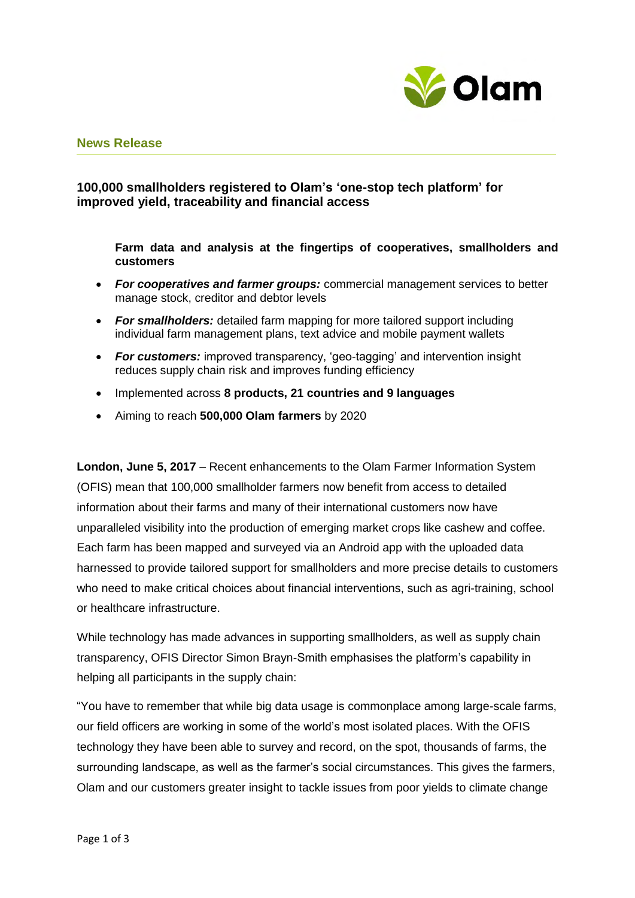Olam

**News Release**

## 100,000 smallholders registered to Olam's 'one-stop tech platform' for improved yield, traceability and financial access

**Farm data and analysis at the fingertips of cooperatives, smallholders and customers**

- ***For cooperatives and farmer groups:*** commercial management services to better manage stock, creditor and debtor levels
- ***For smallholders:*** detailed farm mapping for more tailored support including individual farm management plans, text advice and mobile payment wallets
- ***For customers:*** improved transparency, 'geo-tagging' and intervention insight reduces supply chain risk and improves funding efficiency
- Implemented across **8 products, 21 countries and 9 languages**
- Aiming to reach **500,000 Olam farmers** by 2020

**London, June 5, 2017** – Recent enhancements to the Olam Farmer Information System (OFIS) mean that 100,000 smallholder farmers now benefit from access to detailed information about their farms and many of their international customers now have unparalleled visibility into the production of emerging market crops like cashew and coffee. Each farm has been mapped and surveyed via an Android app with the uploaded data harnessed to provide tailored support for smallholders and more precise details to customers who need to make critical choices about financial interventions, such as agri-training, school or healthcare infrastructure.

While technology has made advances in supporting smallholders, as well as supply chain transparency, OFIS Director Simon Brayn-Smith emphasises the platform's capability in helping all participants in the supply chain:

"You have to remember that while big data usage is commonplace among large-scale farms, our field officers are working in some of the world's most isolated places. With the OFIS technology they have been able to survey and record, on the spot, thousands of farms, the surrounding landscape, as well as the farmer's social circumstances. This gives the farmers, Olam and our customers greater insight to tackle issues from poor yields to climate change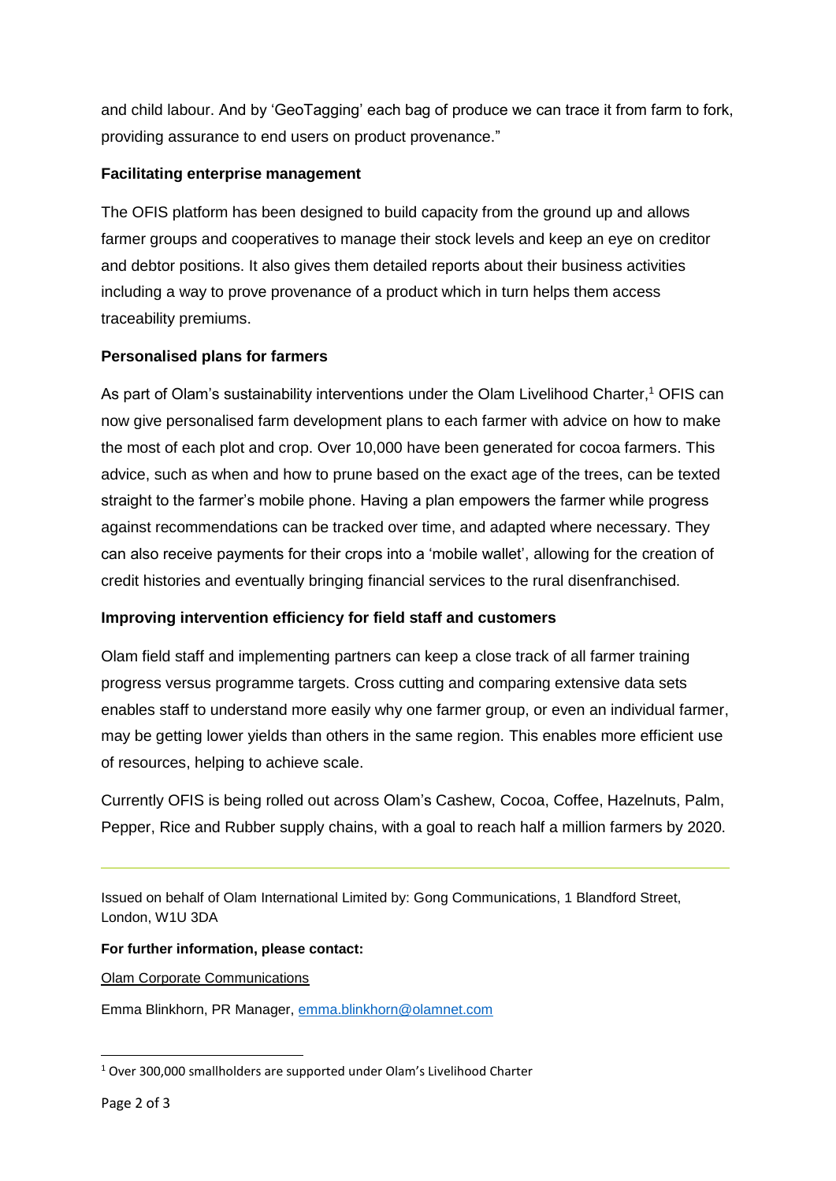and child labour. And by 'GeoTagging' each bag of produce we can trace it from farm to fork, providing assurance to end users on product provenance."

**Facilitating enterprise management**

The OFIS platform has been designed to build capacity from the ground up and allows farmer groups and cooperatives to manage their stock levels and keep an eye on creditor and debtor positions. It also gives them detailed reports about their business activities including a way to prove provenance of a product which in turn helps them access traceability premiums.

**Personalised plans for farmers**

As part of Olam's sustainability interventions under the Olam Livelihood Charter,[1] OFIS can now give personalised farm development plans to each farmer with advice on how to make the most of each plot and crop. Over 10,000 have been generated for cocoa farmers. This advice, such as when and how to prune based on the exact age of the trees, can be texted straight to the farmer's mobile phone. Having a plan empowers the farmer while progress against recommendations can be tracked over time, and adapted where necessary. They can also receive payments for their crops into a 'mobile wallet', allowing for the creation of credit histories and eventually bringing financial services to the rural disenfranchised.

**Improving intervention efficiency for field staff and customers**

Olam field staff and implementing partners can keep a close track of all farmer training progress versus programme targets. Cross cutting and comparing extensive data sets enables staff to understand more easily why one farmer group, or even an individual farmer, may be getting lower yields than others in the same region. This enables more efficient use of resources, helping to achieve scale.

Currently OFIS is being rolled out across Olam's Cashew, Cocoa, Coffee, Hazelnuts, Palm, Pepper, Rice and Rubber supply chains, with a goal to reach half a million farmers by 2020.

---

Issued on behalf of Olam International Limited by: Gong Communications, 1 Blandford Street, London, W1U 3DA

**For further information, please contact:**

Olam Corporate Communications

Emma Blinkhorn, PR Manager, emma.blinkhorn@olamnet.com

[1] Over 300,000 smallholders are supported under Olam's Livelihood Charter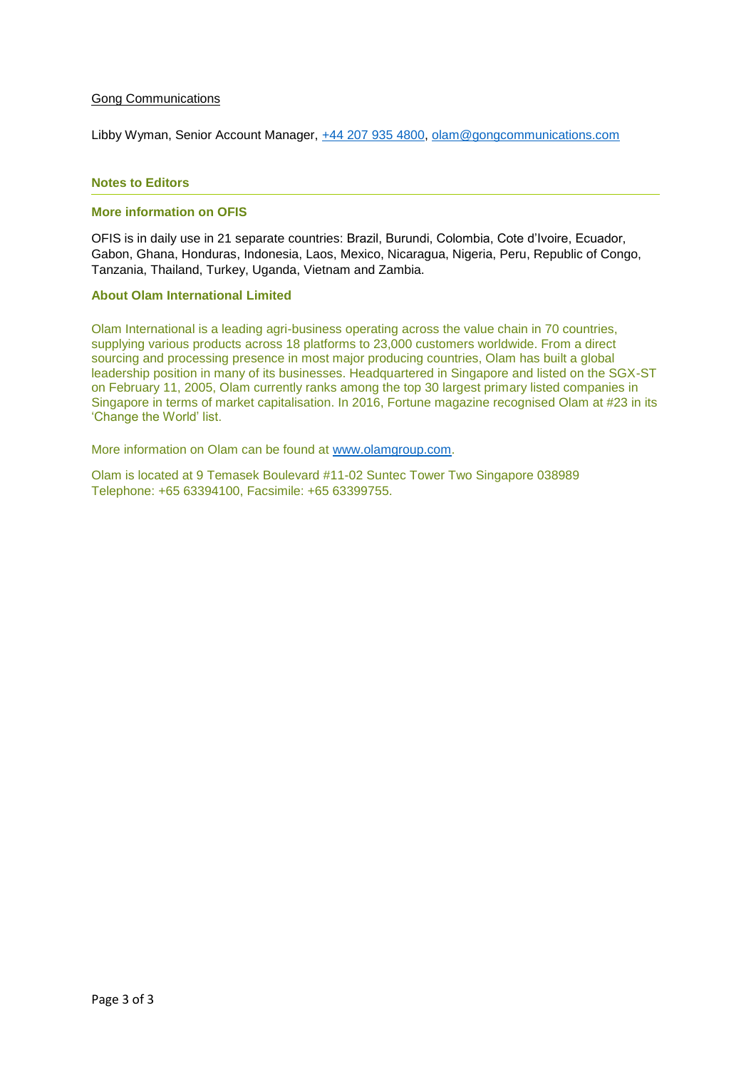Gong Communications

Libby Wyman, Senior Account Manager, +44 207 935 4800, olam@gongcommunications.com

## Notes to Editors

### More information on OFIS

OFIS is in daily use in 21 separate countries: Brazil, Burundi, Colombia, Cote d'Ivoire, Ecuador, Gabon, Ghana, Honduras, Indonesia, Laos, Mexico, Nicaragua, Nigeria, Peru, Republic of Congo, Tanzania, Thailand, Turkey, Uganda, Vietnam and Zambia.

### About Olam International Limited

Olam International is a leading agri-business operating across the value chain in 70 countries, supplying various products across 18 platforms to 23,000 customers worldwide. From a direct sourcing and processing presence in most major producing countries, Olam has built a global leadership position in many of its businesses. Headquartered in Singapore and listed on the SGX-ST on February 11, 2005, Olam currently ranks among the top 30 largest primary listed companies in Singapore in terms of market capitalisation. In 2016, Fortune magazine recognised Olam at #23 in its 'Change the World' list.

More information on Olam can be found at www.olamgroup.com.

Olam is located at 9 Temasek Boulevard #11-02 Suntec Tower Two Singapore 038989
Telephone: +65 63394100, Facsimile: +65 63399755.